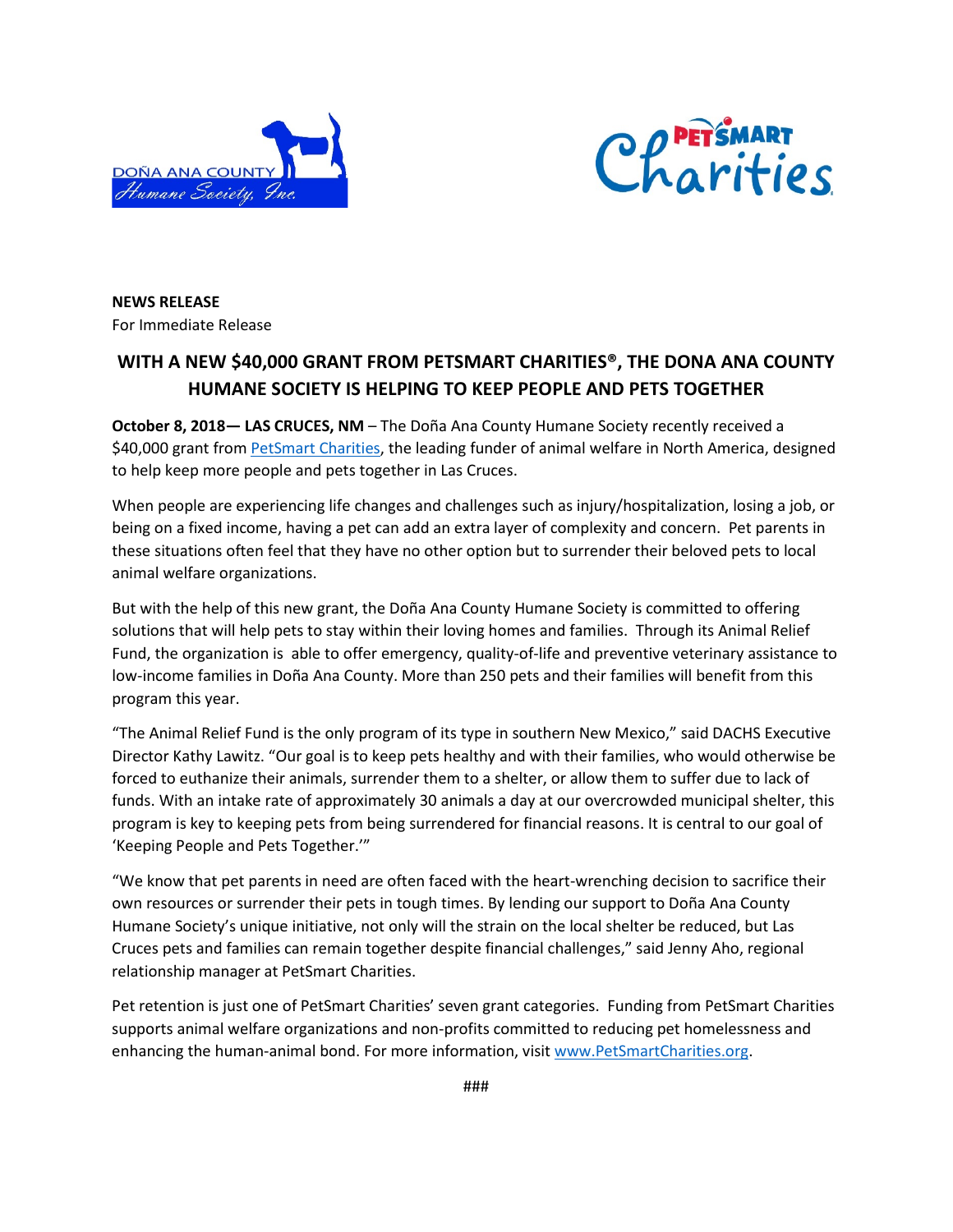**NEWS RELEASE**
For Immediate Release

## WITH A NEW $40,000 GRANT FROM PETSMART CHARITIES®, THE DONA ANA COUNTY HUMANE SOCIETY IS HELPING TO KEEP PEOPLE AND PETS TOGETHER

**October 8, 2018— LAS CRUCES, NM** – The Doña Ana County Humane Society recently received a $40,000 grant from PetSmart Charities, the leading funder of animal welfare in North America, designed to help keep more people and pets together in Las Cruces.

When people are experiencing life changes and challenges such as injury/hospitalization, losing a job, or being on a fixed income, having a pet can add an extra layer of complexity and concern. Pet parents in these situations often feel that they have no other option but to surrender their beloved pets to local animal welfare organizations.

But with the help of this new grant, the Doña Ana County Humane Society is committed to offering solutions that will help pets to stay within their loving homes and families. Through its Animal Relief Fund, the organization is able to offer emergency, quality-of-life and preventive veterinary assistance to low-income families in Doña Ana County. More than 250 pets and their families will benefit from this program this year.

"The Animal Relief Fund is the only program of its type in southern New Mexico," said DACHS Executive Director Kathy Lawitz. "Our goal is to keep pets healthy and with their families, who would otherwise be forced to euthanize their animals, surrender them to a shelter, or allow them to suffer due to lack of funds. With an intake rate of approximately 30 animals a day at our overcrowded municipal shelter, this program is key to keeping pets from being surrendered for financial reasons. It is central to our goal of 'Keeping People and Pets Together.'"

"We know that pet parents in need are often faced with the heart-wrenching decision to sacrifice their own resources or surrender their pets in tough times. By lending our support to Doña Ana County Humane Society's unique initiative, not only will the strain on the local shelter be reduced, but Las Cruces pets and families can remain together despite financial challenges," said Jenny Aho, regional relationship manager at PetSmart Charities.

Pet retention is just one of PetSmart Charities' seven grant categories. Funding from PetSmart Charities supports animal welfare organizations and non-profits committed to reducing pet homelessness and enhancing the human-animal bond. For more information, visit www.PetSmartCharities.org.

###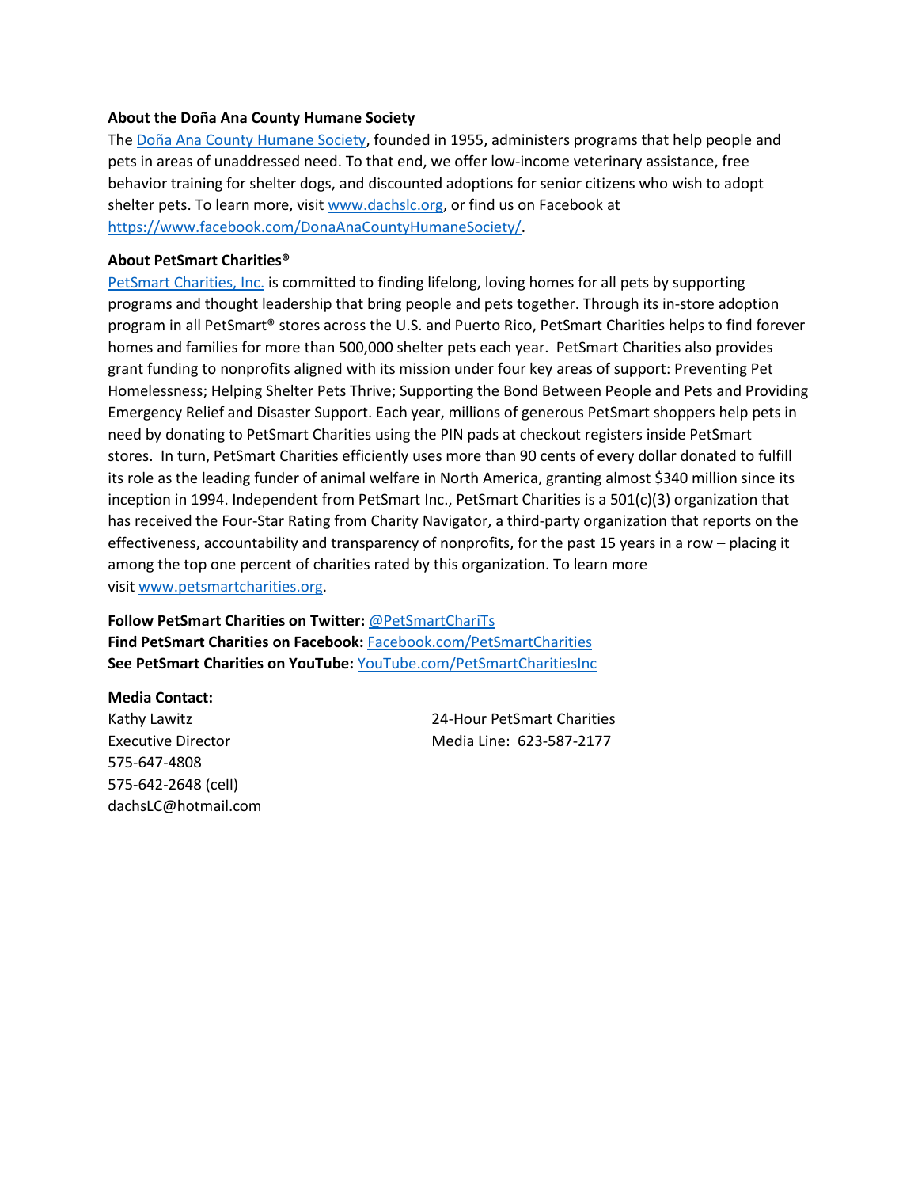**About the Doña Ana County Humane Society**

The Doña Ana County Humane Society, founded in 1955, administers programs that help people and pets in areas of unaddressed need. To that end, we offer low-income veterinary assistance, free behavior training for shelter dogs, and discounted adoptions for senior citizens who wish to adopt shelter pets. To learn more, visit www.dachslc.org, or find us on Facebook at https://www.facebook.com/DonaAnaCountyHumaneSociety/.

**About PetSmart Charities®**

PetSmart Charities, Inc. is committed to finding lifelong, loving homes for all pets by supporting programs and thought leadership that bring people and pets together. Through its in-store adoption program in all PetSmart® stores across the U.S. and Puerto Rico, PetSmart Charities helps to find forever homes and families for more than 500,000 shelter pets each year. PetSmart Charities also provides grant funding to nonprofits aligned with its mission under four key areas of support: Preventing Pet Homelessness; Helping Shelter Pets Thrive; Supporting the Bond Between People and Pets and Providing Emergency Relief and Disaster Support. Each year, millions of generous PetSmart shoppers help pets in need by donating to PetSmart Charities using the PIN pads at checkout registers inside PetSmart stores. In turn, PetSmart Charities efficiently uses more than 90 cents of every dollar donated to fulfill its role as the leading funder of animal welfare in North America, granting almost $340 million since its inception in 1994. Independent from PetSmart Inc., PetSmart Charities is a 501(c)(3) organization that has received the Four-Star Rating from Charity Navigator, a third-party organization that reports on the effectiveness, accountability and transparency of nonprofits, for the past 15 years in a row – placing it among the top one percent of charities rated by this organization. To learn more visit www.petsmartcharities.org.

**Follow PetSmart Charities on Twitter:** @PetSmartChariTs
**Find PetSmart Charities on Facebook:** Facebook.com/PetSmartCharities
**See PetSmart Charities on YouTube:** YouTube.com/PetSmartCharitiesInc

**Media Contact:**

Kathy Lawitz
Executive Director
575-647-4808
575-642-2648 (cell)
dachsLC@hotmail.com

24-Hour PetSmart Charities
Media Line: 623-587-2177